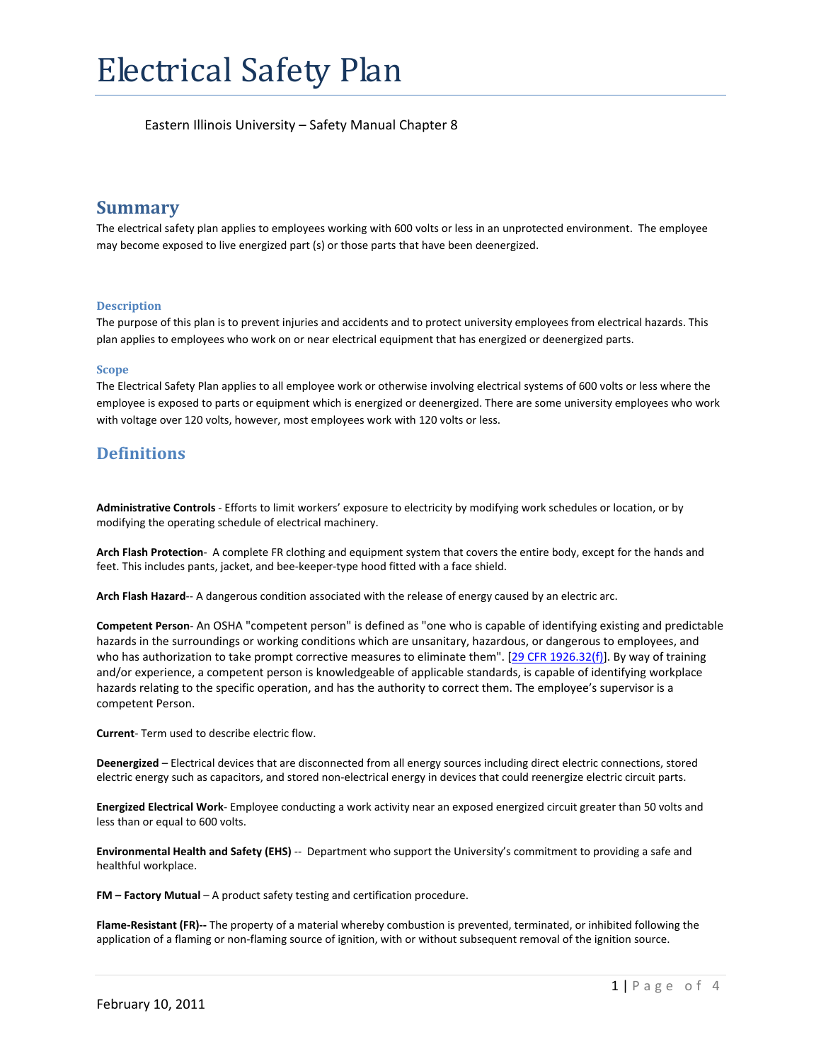# Electrical Safety Plan

Eastern Illinois University – Safety Manual Chapter 8

## Summary

The electrical safety plan applies to employees working with 600 volts or less in an unprotected environment. The employee may become exposed to live energized part (s) or those parts that have been deenergized.

### Description

The purpose of this plan is to prevent injuries and accidents and to protect university employees from electrical hazards. This plan applies to employees who work on or near electrical equipment that has energized or deenergized parts.

### Scope

The Electrical Safety Plan applies to all employee work or otherwise involving electrical systems of 600 volts or less where the employee is exposed to parts or equipment which is energized or deenergized. There are some university employees who work with voltage over 120 volts, however, most employees work with 120 volts or less.

## Definitions

**Administrative Controls** - Efforts to limit workers' exposure to electricity by modifying work schedules or location, or by modifying the operating schedule of electrical machinery.

**Arch Flash Protection**- A complete FR clothing and equipment system that covers the entire body, except for the hands and feet. This includes pants, jacket, and bee-keeper-type hood fitted with a face shield.

**Arch Flash Hazard**-- A dangerous condition associated with the release of energy caused by an electric arc.

**Competent Person**- An OSHA "competent person" is defined as "one who is capable of identifying existing and predictable hazards in the surroundings or working conditions which are unsanitary, hazardous, or dangerous to employees, and who has authorization to take prompt corrective measures to eliminate them". [29 CFR 1926.32(f)]. By way of training and/or experience, a competent person is knowledgeable of applicable standards, is capable of identifying workplace hazards relating to the specific operation, and has the authority to correct them. The employee's supervisor is a competent Person.

**Current**- Term used to describe electric flow.

**Deenergized** – Electrical devices that are disconnected from all energy sources including direct electric connections, stored electric energy such as capacitors, and stored non-electrical energy in devices that could reenergize electric circuit parts.

**Energized Electrical Work**- Employee conducting a work activity near an exposed energized circuit greater than 50 volts and less than or equal to 600 volts.

**Environmental Health and Safety (EHS)** -- Department who support the University's commitment to providing a safe and healthful workplace.

**FM – Factory Mutual** – A product safety testing and certification procedure.

**Flame-Resistant (FR)--** The property of a material whereby combustion is prevented, terminated, or inhibited following the application of a flaming or non-flaming source of ignition, with or without subsequent removal of the ignition source.

February 10, 2011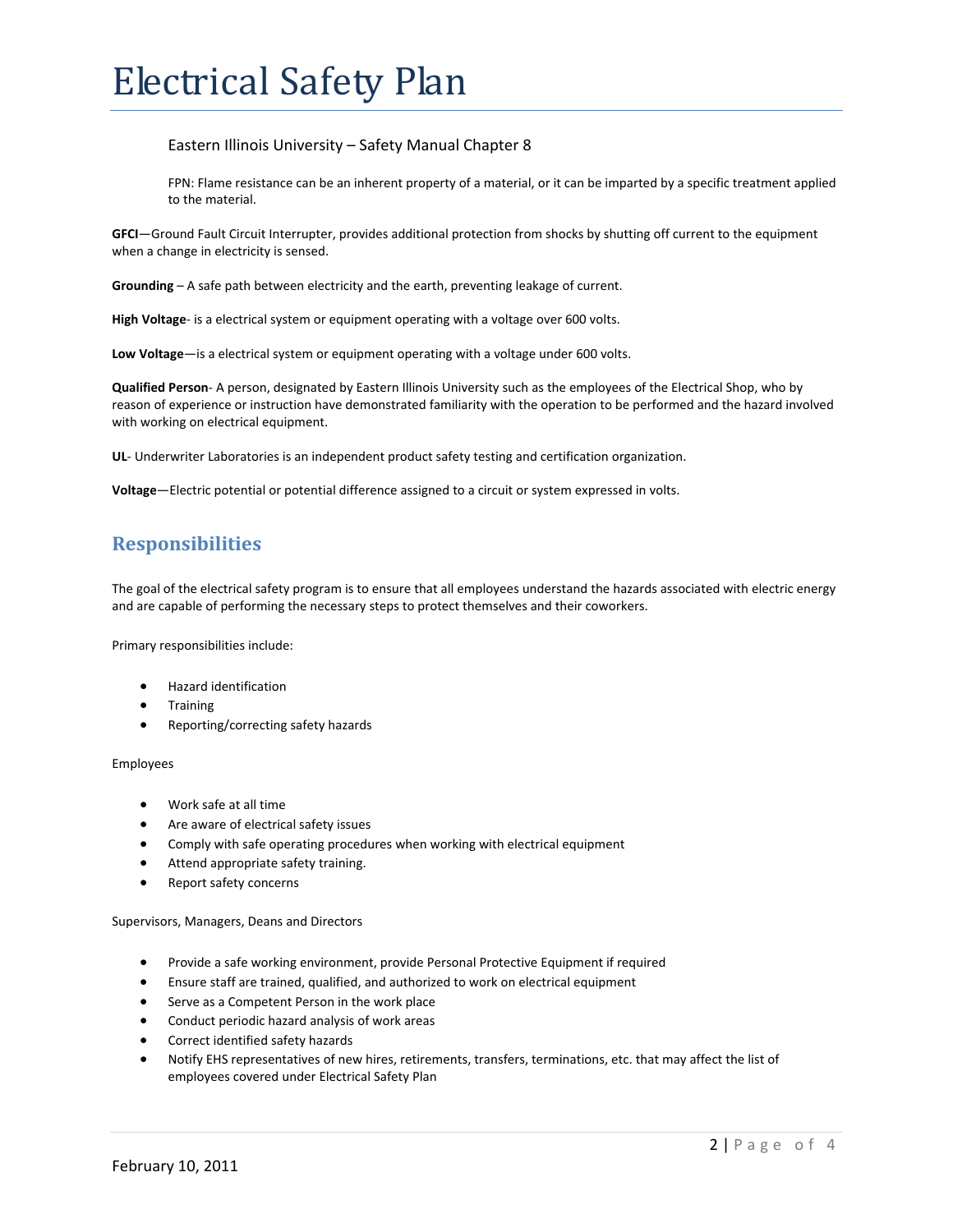FPN: Flame resistance can be an inherent property of a material, or it can be imparted by a specific treatment applied to the material.

**GFCI**—Ground Fault Circuit Interrupter, provides additional protection from shocks by shutting off current to the equipment when a change in electricity is sensed.

**Grounding** – A safe path between electricity and the earth, preventing leakage of current.

**High Voltage**- is a electrical system or equipment operating with a voltage over 600 volts.

**Low Voltage**—is a electrical system or equipment operating with a voltage under 600 volts.

**Qualified Person**- A person, designated by Eastern Illinois University such as the employees of the Electrical Shop, who by reason of experience or instruction have demonstrated familiarity with the operation to be performed and the hazard involved with working on electrical equipment.

**UL**- Underwriter Laboratories is an independent product safety testing and certification organization.

**Voltage**—Electric potential or potential difference assigned to a circuit or system expressed in volts.

## Responsibilities

The goal of the electrical safety program is to ensure that all employees understand the hazards associated with electric energy and are capable of performing the necessary steps to protect themselves and their coworkers.

Primary responsibilities include:

- Hazard identification
- Training
- Reporting/correcting safety hazards

Employees

- Work safe at all time
- Are aware of electrical safety issues
- Comply with safe operating procedures when working with electrical equipment
- Attend appropriate safety training.
- Report safety concerns

Supervisors, Managers, Deans and Directors

- Provide a safe working environment, provide Personal Protective Equipment if required
- Ensure staff are trained, qualified, and authorized to work on electrical equipment
- Serve as a Competent Person in the work place
- Conduct periodic hazard analysis of work areas
- Correct identified safety hazards
- Notify EHS representatives of new hires, retirements, transfers, terminations, etc. that may affect the list of employees covered under Electrical Safety Plan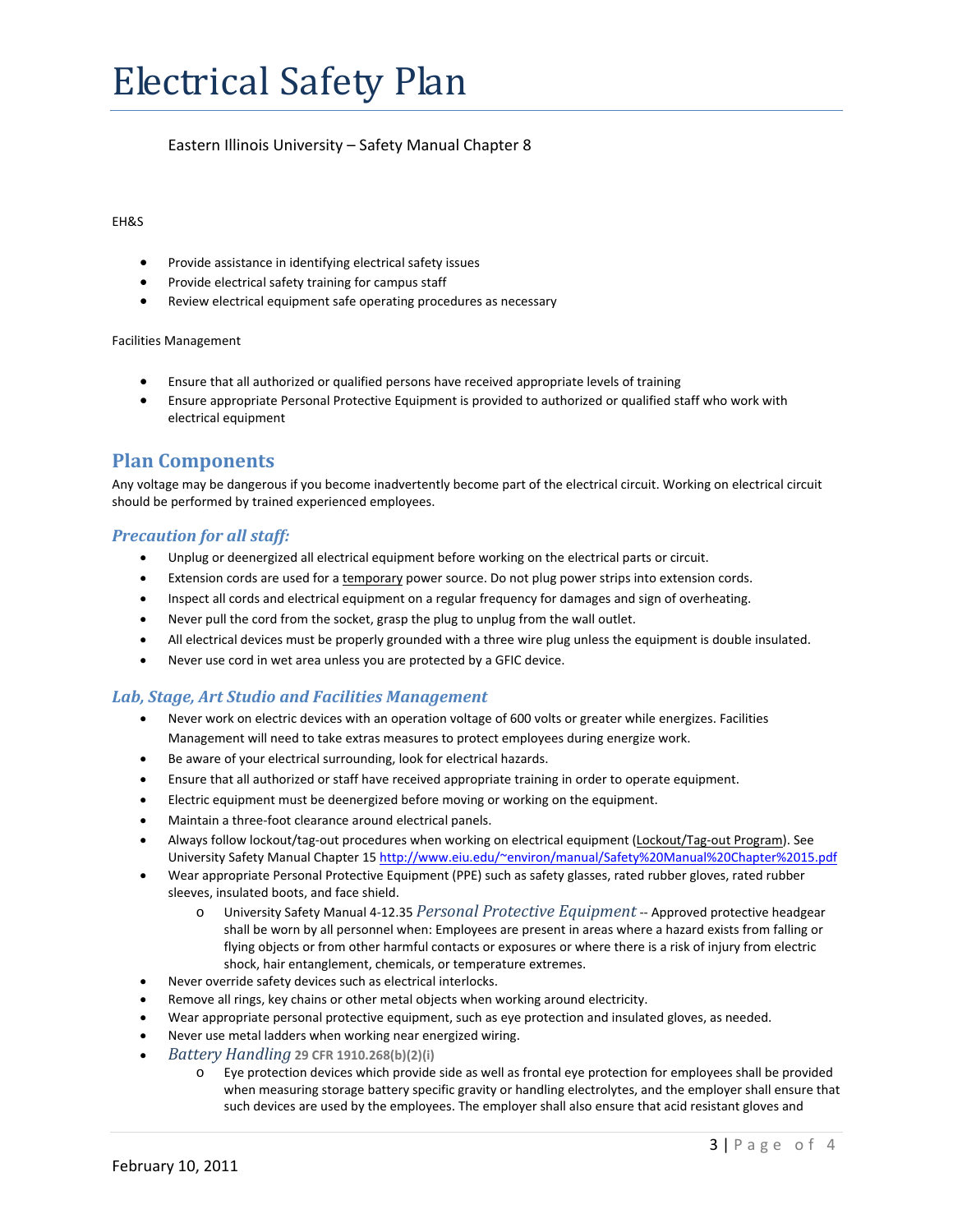EH&S

- Provide assistance in identifying electrical safety issues
- Provide electrical safety training for campus staff
- Review electrical equipment safe operating procedures as necessary

Facilities Management

- Ensure that all authorized or qualified persons have received appropriate levels of training
- Ensure appropriate Personal Protective Equipment is provided to authorized or qualified staff who work with electrical equipment

## Plan Components

Any voltage may be dangerous if you become inadvertently become part of the electrical circuit. Working on electrical circuit should be performed by trained experienced employees.

### *Precaution for all staff:*

- Unplug or deenergized all electrical equipment before working on the electrical parts or circuit.
- Extension cords are used for a temporary power source. Do not plug power strips into extension cords.
- Inspect all cords and electrical equipment on a regular frequency for damages and sign of overheating.
- Never pull the cord from the socket, grasp the plug to unplug from the wall outlet.
- All electrical devices must be properly grounded with a three wire plug unless the equipment is double insulated.
- Never use cord in wet area unless you are protected by a GFIC device.

### *Lab, Stage, Art Studio and Facilities Management*

- Never work on electric devices with an operation voltage of 600 volts or greater while energizes. Facilities Management will need to take extras measures to protect employees during energize work.
- Be aware of your electrical surrounding, look for electrical hazards.
- Ensure that all authorized or staff have received appropriate training in order to operate equipment.
- Electric equipment must be deenergized before moving or working on the equipment.
- Maintain a three-foot clearance around electrical panels.
- Always follow lockout/tag-out procedures when working on electrical equipment (Lockout/Tag-out Program). See University Safety Manual Chapter 15 http://www.eiu.edu/~environ/manual/Safety%20Manual%20Chapter%2015.pdf
- Wear appropriate Personal Protective Equipment (PPE) such as safety glasses, rated rubber gloves, rated rubber sleeves, insulated boots, and face shield.
  - University Safety Manual 4-12.35 *Personal Protective Equipment* -- Approved protective headgear shall be worn by all personnel when: Employees are present in areas where a hazard exists from falling or flying objects or from other harmful contacts or exposures or where there is a risk of injury from electric shock, hair entanglement, chemicals, or temperature extremes.
- Never override safety devices such as electrical interlocks.
- Remove all rings, key chains or other metal objects when working around electricity.
- Wear appropriate personal protective equipment, such as eye protection and insulated gloves, as needed.
- Never use metal ladders when working near energized wiring.
- *Battery Handling* **29 CFR 1910.268(b)(2)(i)**
  - Eye protection devices which provide side as well as frontal eye protection for employees shall be provided when measuring storage battery specific gravity or handling electrolytes, and the employer shall ensure that such devices are used by the employees. The employer shall also ensure that acid resistant gloves and

February 10, 2011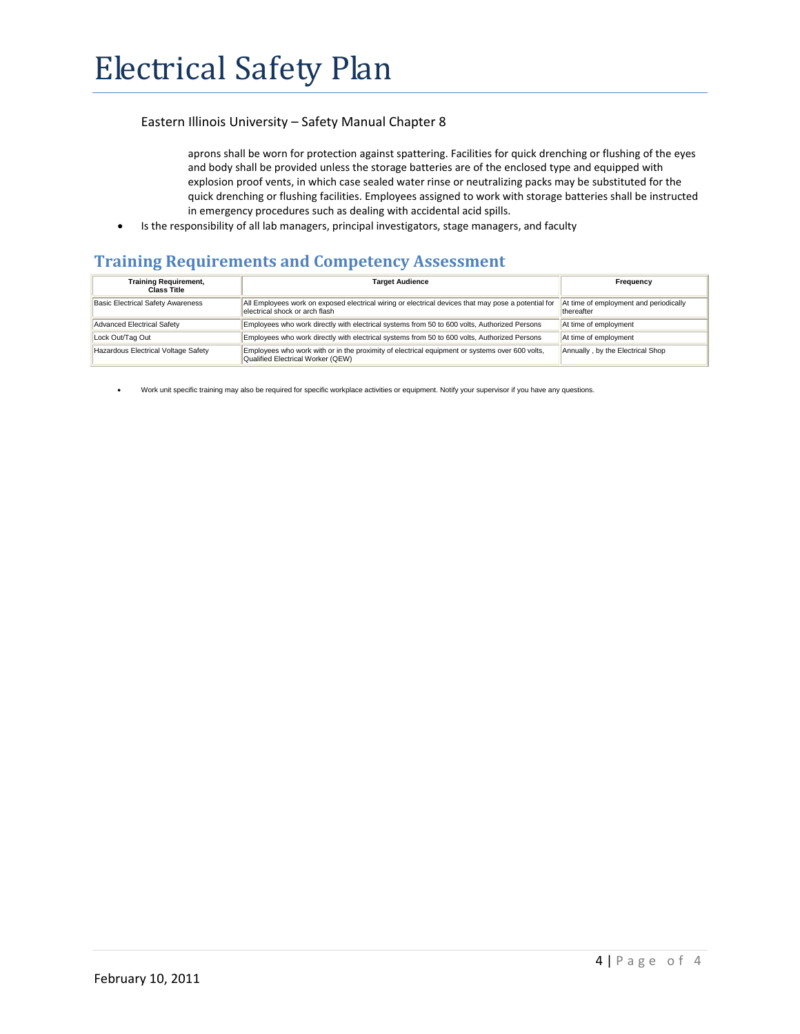aprons shall be worn for protection against spattering. Facilities for quick drenching or flushing of the eyes and body shall be provided unless the storage batteries are of the enclosed type and equipped with explosion proof vents, in which case sealed water rinse or neutralizing packs may be substituted for the quick drenching or flushing facilities. Employees assigned to work with storage batteries shall be instructed in emergency procedures such as dealing with accidental acid spills.

- Is the responsibility of all lab managers, principal investigators, stage managers, and faculty

## Training Requirements and Competency Assessment

| Training Requirement, Class Title | Target Audience | Frequency |
|---|---|---|
| Basic Electrical Safety Awareness | All Employees work on exposed electrical wiring or electrical devices that may pose a potential for electrical shock or arch flash | At time of employment and periodically thereafter |
| Advanced Electrical Safety | Employees who work directly with electrical systems from 50 to 600 volts, Authorized Persons | At time of employment |
| Lock Out/Tag Out | Employees who work directly with electrical systems from 50 to 600 volts, Authorized Persons | At time of employment |
| Hazardous Electrical Voltage Safety | Employees who work with or in the proximity of electrical equipment or systems over 600 volts, Qualified Electrical Worker (QEW) | Annually , by the Electrical Shop |

- Work unit specific training may also be required for specific workplace activities or equipment. Notify your supervisor if you have any questions.

February 10, 2011